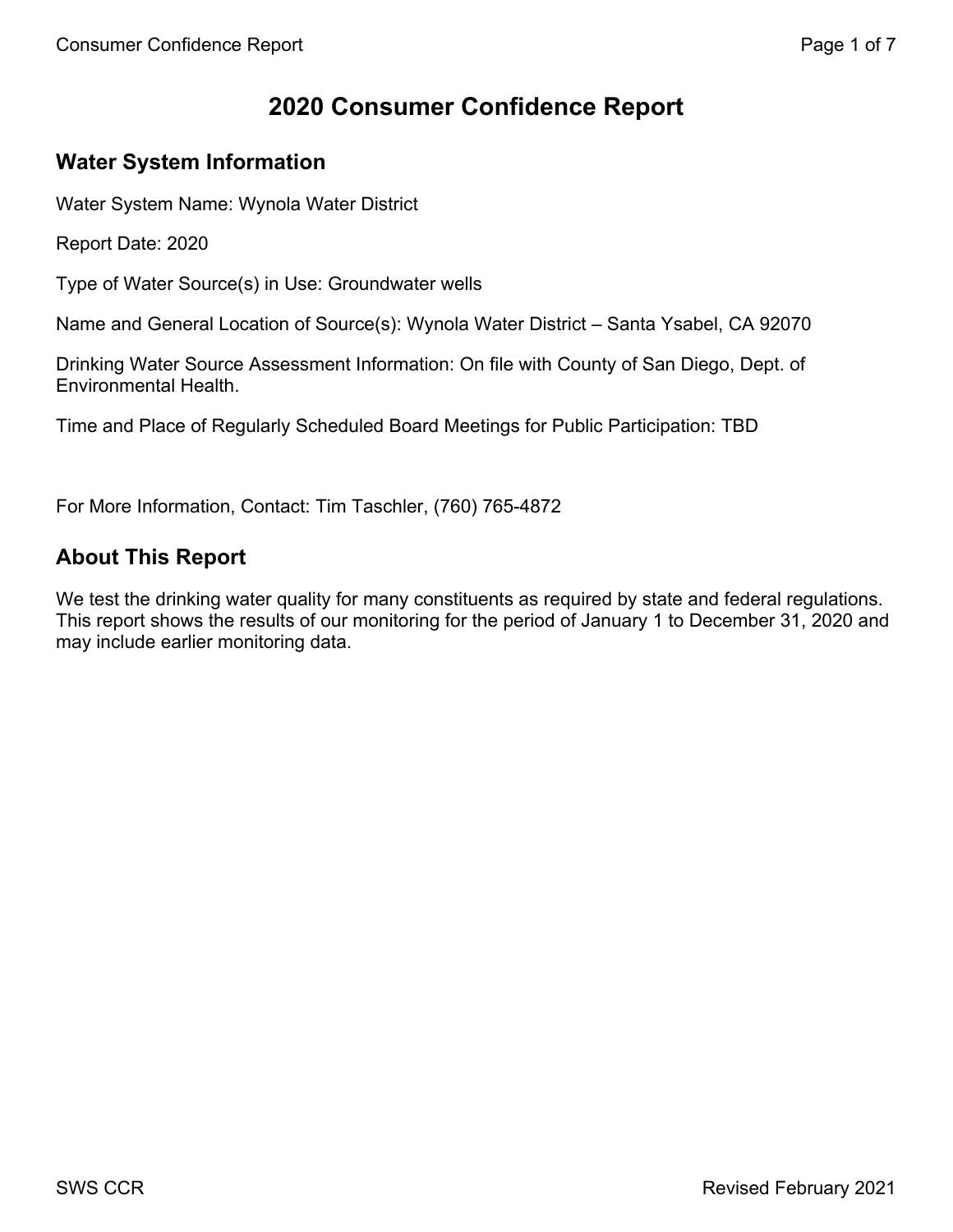# 2020 Consumer Confidence Report

## Water System Information

Water System Name: Wynola Water District

Report Date: 2020

Type of Water Source(s) in Use: Groundwater wells

Name and General Location of Source(s): Wynola Water District – Santa Ysabel, CA 92070

Drinking Water Source Assessment Information: On file with County of San Diego, Dept. of Environmental Health.

Time and Place of Regularly Scheduled Board Meetings for Public Participation: TBD

For More Information, Contact: Tim Taschler, (760) 765-4872

## About This Report

We test the drinking water quality for many constituents as required by state and federal regulations. This report shows the results of our monitoring for the period of January 1 to December 31, 2020 and may include earlier monitoring data.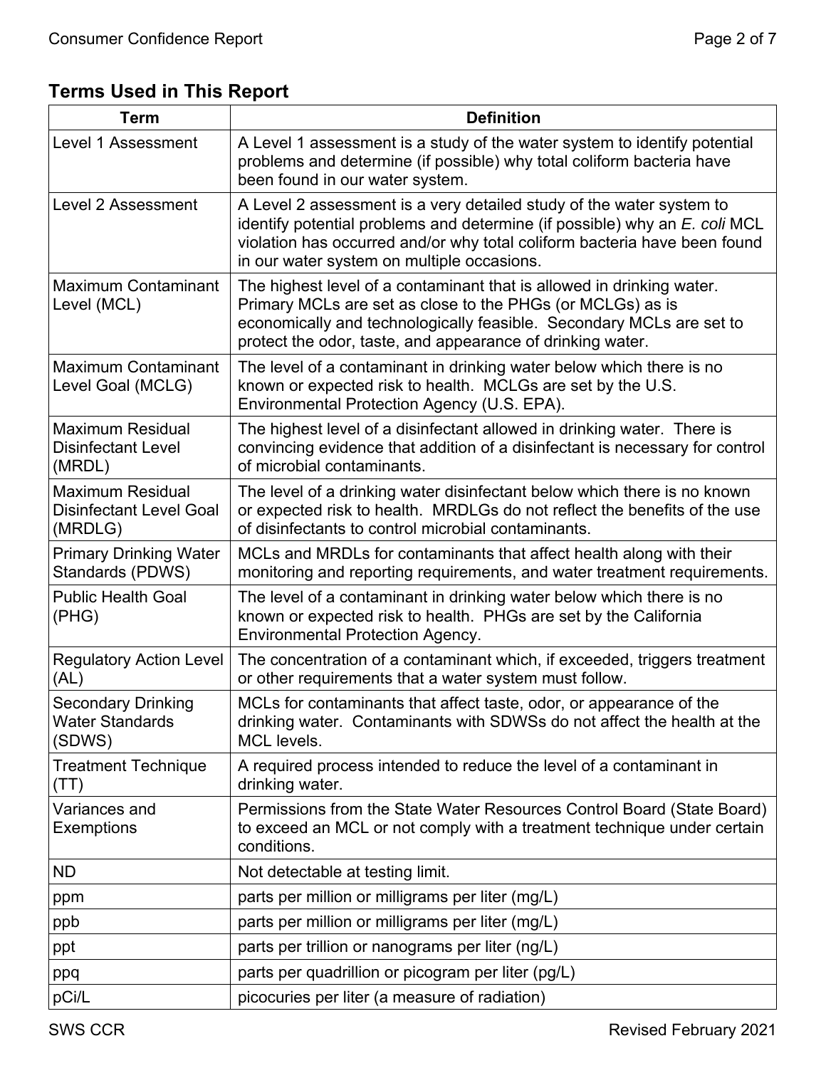## Terms Used in This Report

| Term | Definition |
| --- | --- |
| Level 1 Assessment | A Level 1 assessment is a study of the water system to identify potential problems and determine (if possible) why total coliform bacteria have been found in our water system. |
| Level 2 Assessment | A Level 2 assessment is a very detailed study of the water system to identify potential problems and determine (if possible) why an *E. coli* MCL violation has occurred and/or why total coliform bacteria have been found in our water system on multiple occasions. |
| Maximum Contaminant Level (MCL) | The highest level of a contaminant that is allowed in drinking water. Primary MCLs are set as close to the PHGs (or MCLGs) as is economically and technologically feasible. Secondary MCLs are set to protect the odor, taste, and appearance of drinking water. |
| Maximum Contaminant Level Goal (MCLG) | The level of a contaminant in drinking water below which there is no known or expected risk to health. MCLGs are set by the U.S. Environmental Protection Agency (U.S. EPA). |
| Maximum Residual Disinfectant Level (MRDL) | The highest level of a disinfectant allowed in drinking water. There is convincing evidence that addition of a disinfectant is necessary for control of microbial contaminants. |
| Maximum Residual Disinfectant Level Goal (MRDLG) | The level of a drinking water disinfectant below which there is no known or expected risk to health. MRDLGs do not reflect the benefits of the use of disinfectants to control microbial contaminants. |
| Primary Drinking Water Standards (PDWS) | MCLs and MRDLs for contaminants that affect health along with their monitoring and reporting requirements, and water treatment requirements. |
| Public Health Goal (PHG) | The level of a contaminant in drinking water below which there is no known or expected risk to health. PHGs are set by the California Environmental Protection Agency. |
| Regulatory Action Level (AL) | The concentration of a contaminant which, if exceeded, triggers treatment or other requirements that a water system must follow. |
| Secondary Drinking Water Standards (SDWS) | MCLs for contaminants that affect taste, odor, or appearance of the drinking water. Contaminants with SDWSs do not affect the health at the MCL levels. |
| Treatment Technique (TT) | A required process intended to reduce the level of a contaminant in drinking water. |
| Variances and Exemptions | Permissions from the State Water Resources Control Board (State Board) to exceed an MCL or not comply with a treatment technique under certain conditions. |
| ND | Not detectable at testing limit. |
| ppm | parts per million or milligrams per liter (mg/L) |
| ppb | parts per million or milligrams per liter (mg/L) |
| ppt | parts per trillion or nanograms per liter (ng/L) |
| ppq | parts per quadrillion or picogram per liter (pg/L) |
| pCi/L | picocuries per liter (a measure of radiation) |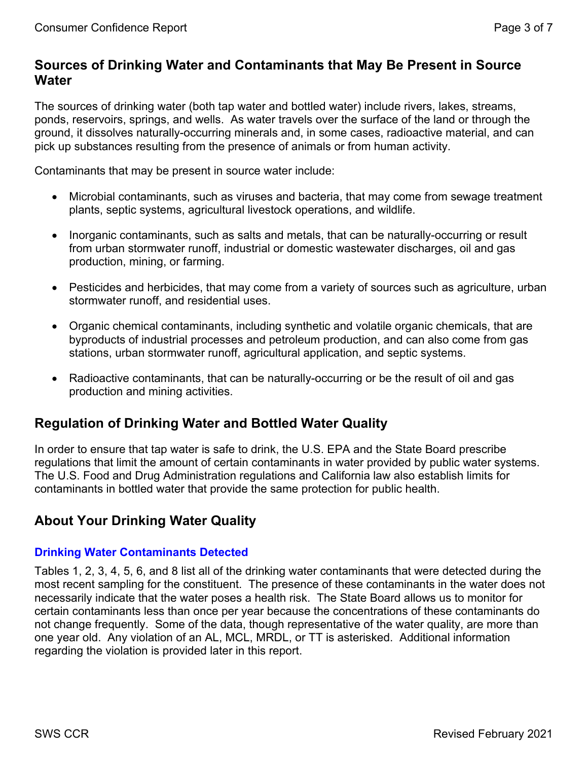## Sources of Drinking Water and Contaminants that May Be Present in Source Water

The sources of drinking water (both tap water and bottled water) include rivers, lakes, streams, ponds, reservoirs, springs, and wells. As water travels over the surface of the land or through the ground, it dissolves naturally-occurring minerals and, in some cases, radioactive material, and can pick up substances resulting from the presence of animals or from human activity.

Contaminants that may be present in source water include:

- Microbial contaminants, such as viruses and bacteria, that may come from sewage treatment plants, septic systems, agricultural livestock operations, and wildlife.
- Inorganic contaminants, such as salts and metals, that can be naturally-occurring or result from urban stormwater runoff, industrial or domestic wastewater discharges, oil and gas production, mining, or farming.
- Pesticides and herbicides, that may come from a variety of sources such as agriculture, urban stormwater runoff, and residential uses.
- Organic chemical contaminants, including synthetic and volatile organic chemicals, that are byproducts of industrial processes and petroleum production, and can also come from gas stations, urban stormwater runoff, agricultural application, and septic systems.
- Radioactive contaminants, that can be naturally-occurring or be the result of oil and gas production and mining activities.

## Regulation of Drinking Water and Bottled Water Quality

In order to ensure that tap water is safe to drink, the U.S. EPA and the State Board prescribe regulations that limit the amount of certain contaminants in water provided by public water systems. The U.S. Food and Drug Administration regulations and California law also establish limits for contaminants in bottled water that provide the same protection for public health.

## About Your Drinking Water Quality

### Drinking Water Contaminants Detected

Tables 1, 2, 3, 4, 5, 6, and 8 list all of the drinking water contaminants that were detected during the most recent sampling for the constituent. The presence of these contaminants in the water does not necessarily indicate that the water poses a health risk. The State Board allows us to monitor for certain contaminants less than once per year because the concentrations of these contaminants do not change frequently. Some of the data, though representative of the water quality, are more than one year old. Any violation of an AL, MCL, MRDL, or TT is asterisked. Additional information regarding the violation is provided later in this report.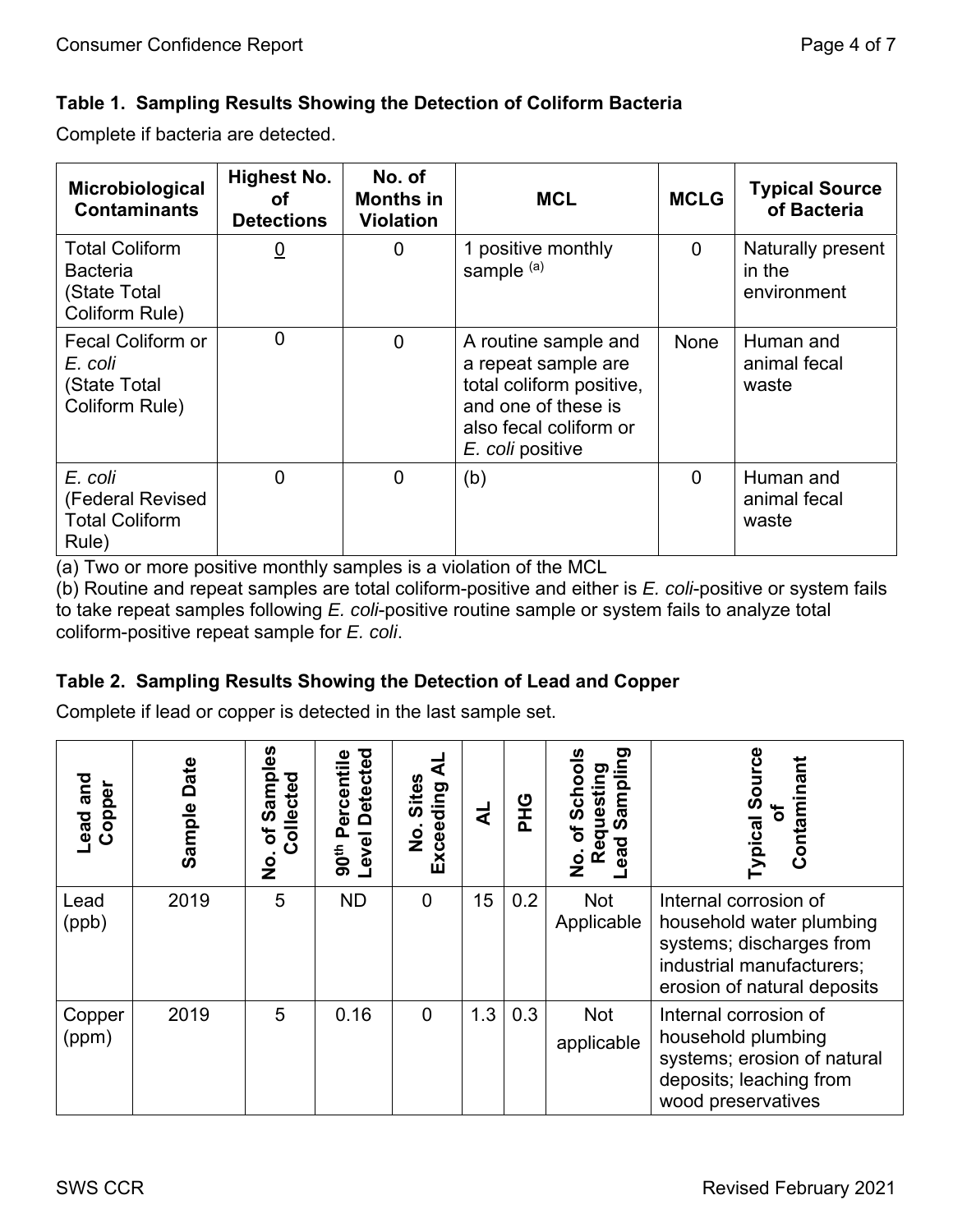### Table 1. Sampling Results Showing the Detection of Coliform Bacteria

Complete if bacteria are detected.

| Microbiological Contaminants | Highest No. of Detections | No. of Months in Violation | MCL | MCLG | Typical Source of Bacteria |
|---|---|---|---|---|---|
| Total Coliform Bacteria (State Total Coliform Rule) | 0 | 0 | 1 positive monthly sample [(a)] | 0 | Naturally present in the environment |
| Fecal Coliform or *E. coli* (State Total Coliform Rule) | 0 | 0 | A routine sample and a repeat sample are total coliform positive, and one of these is also fecal coliform or *E. coli* positive | None | Human and animal fecal waste |
| *E. coli* (Federal Revised Total Coliform Rule) | 0 | 0 | (b) | 0 | Human and animal fecal waste |

(a) Two or more positive monthly samples is a violation of the MCL

(b) Routine and repeat samples are total coliform-positive and either is *E. coli*-positive or system fails to take repeat samples following *E. coli*-positive routine sample or system fails to analyze total coliform-positive repeat sample for *E. coli*.

### Table 2. Sampling Results Showing the Detection of Lead and Copper

Complete if lead or copper is detected in the last sample set.

| Lead and Copper | Sample Date | No. of Samples Collected | 90th Percentile Level Detected | No. Sites Exceeding AL | AL | PHG | No. of Schools Requesting Lead Sampling | Typical Source of Contaminant |
|---|---|---|---|---|---|---|---|---|
| Lead (ppb) | 2019 | 5 | ND | 0 | 15 | 0.2 | Not Applicable | Internal corrosion of household water plumbing systems; discharges from industrial manufacturers; erosion of natural deposits |
| Copper (ppm) | 2019 | 5 | 0.16 | 0 | 1.3 | 0.3 | Not applicable | Internal corrosion of household plumbing systems; erosion of natural deposits; leaching from wood preservatives |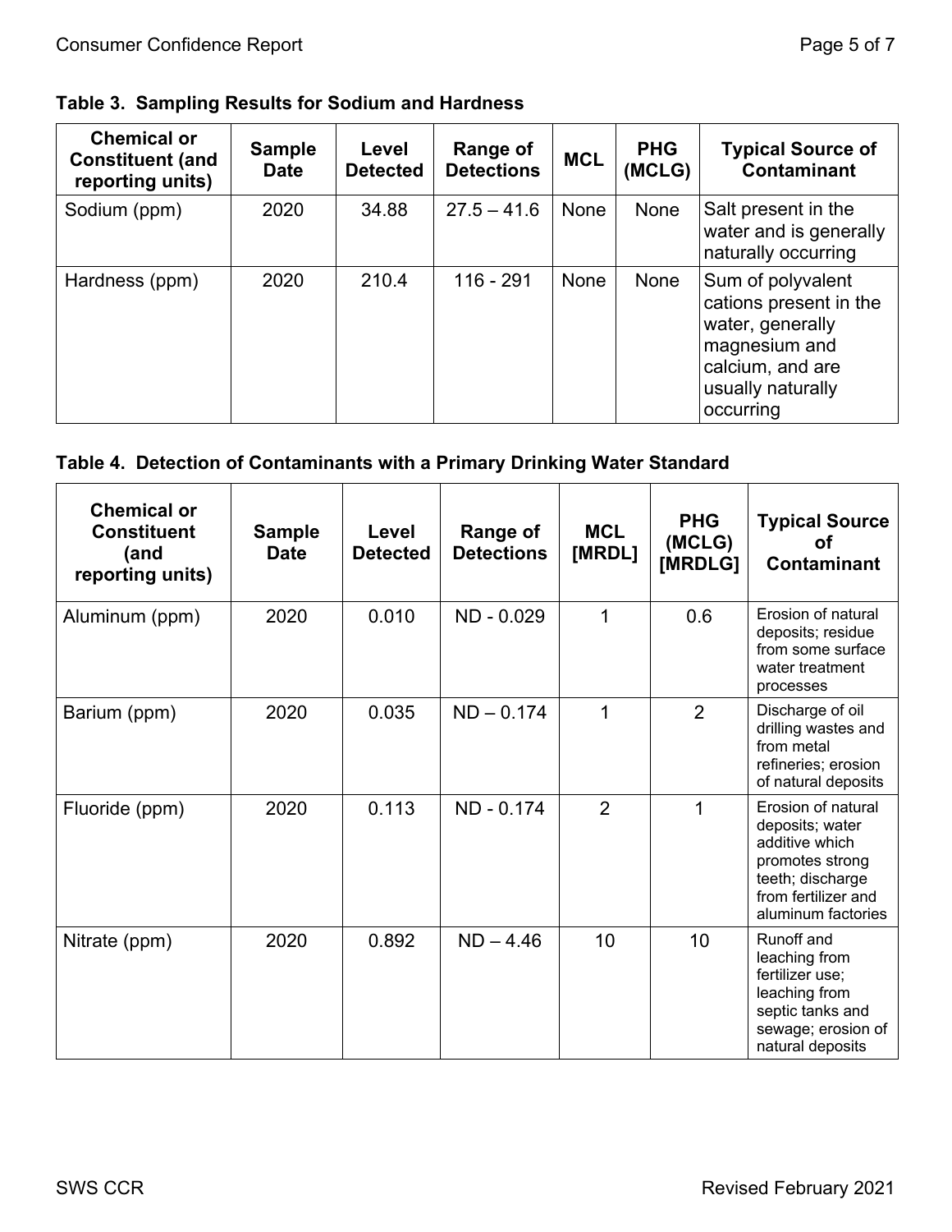**Table 3. Sampling Results for Sodium and Hardness**

| Chemical or Constituent (and reporting units) | Sample Date | Level Detected | Range of Detections | MCL | PHG (MCLG) | Typical Source of Contaminant |
|---|---|---|---|---|---|---|
| Sodium (ppm) | 2020 | 34.88 | 27.5 – 41.6 | None | None | Salt present in the water and is generally naturally occurring |
| Hardness (ppm) | 2020 | 210.4 | 116 - 291 | None | None | Sum of polyvalent cations present in the water, generally magnesium and calcium, and are usually naturally occurring |

**Table 4. Detection of Contaminants with a Primary Drinking Water Standard**

| Chemical or Constituent (and reporting units) | Sample Date | Level Detected | Range of Detections | MCL [MRDL] | PHG (MCLG) [MRDLG] | Typical Source of Contaminant |
|---|---|---|---|---|---|---|
| Aluminum (ppm) | 2020 | 0.010 | ND - 0.029 | 1 | 0.6 | Erosion of natural deposits; residue from some surface water treatment processes |
| Barium (ppm) | 2020 | 0.035 | ND – 0.174 | 1 | 2 | Discharge of oil drilling wastes and from metal refineries; erosion of natural deposits |
| Fluoride (ppm) | 2020 | 0.113 | ND - 0.174 | 2 | 1 | Erosion of natural deposits; water additive which promotes strong teeth; discharge from fertilizer and aluminum factories |
| Nitrate (ppm) | 2020 | 0.892 | ND – 4.46 | 10 | 10 | Runoff and leaching from fertilizer use; leaching from septic tanks and sewage; erosion of natural deposits |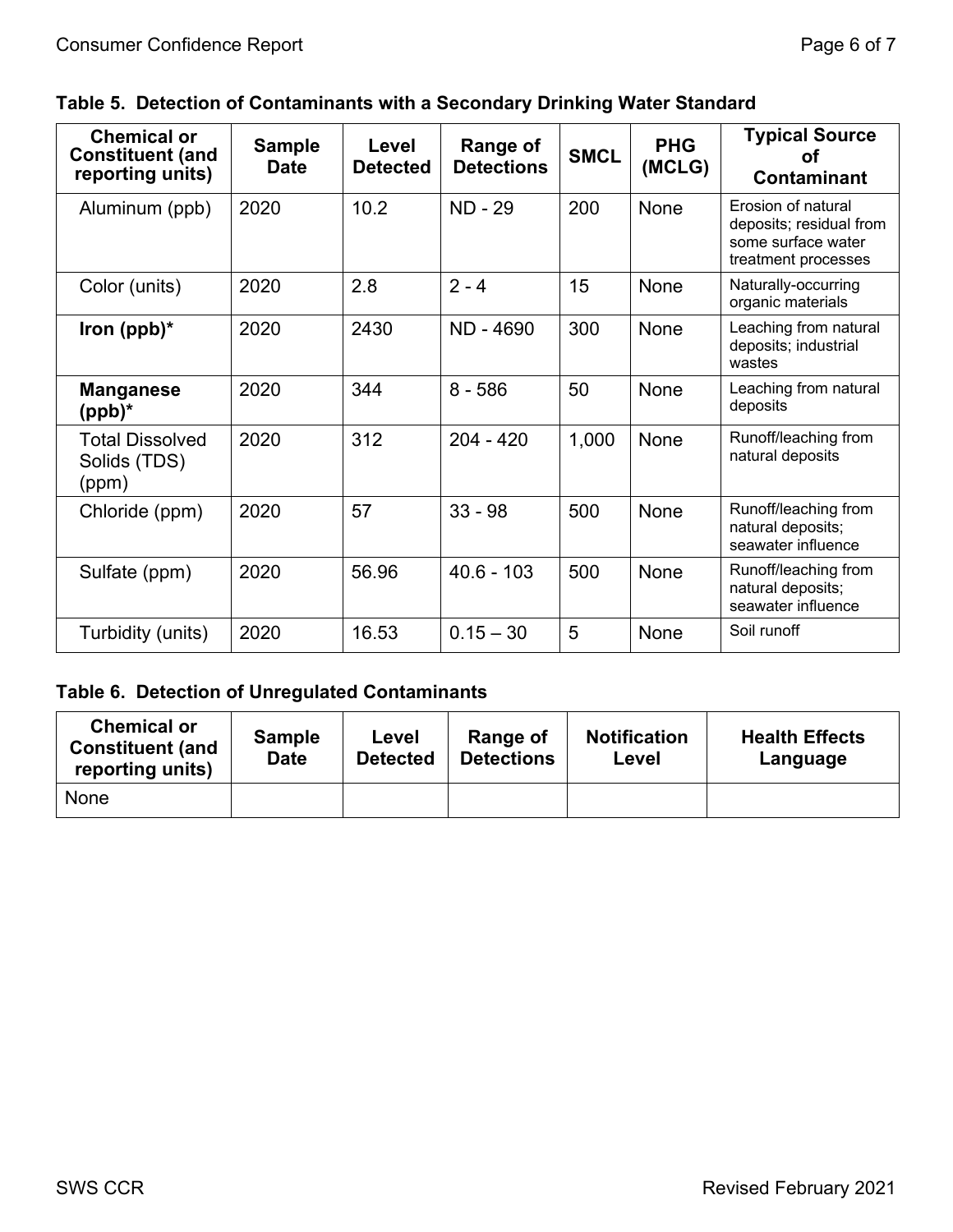**Table 5. Detection of Contaminants with a Secondary Drinking Water Standard**

| Chemical or Constituent (and reporting units) | Sample Date | Level Detected | Range of Detections | SMCL | PHG (MCLG) | Typical Source of Contaminant |
|---|---|---|---|---|---|---|
| Aluminum (ppb) | 2020 | 10.2 | ND - 29 | 200 | None | Erosion of natural deposits; residual from some surface water treatment processes |
| Color (units) | 2020 | 2.8 | 2 - 4 | 15 | None | Naturally-occurring organic materials |
| **Iron (ppb)*** | 2020 | 2430 | ND - 4690 | 300 | None | Leaching from natural deposits; industrial wastes |
| **Manganese (ppb)*** | 2020 | 344 | 8 - 586 | 50 | None | Leaching from natural deposits |
| Total Dissolved Solids (TDS) (ppm) | 2020 | 312 | 204 - 420 | 1,000 | None | Runoff/leaching from natural deposits |
| Chloride (ppm) | 2020 | 57 | 33 - 98 | 500 | None | Runoff/leaching from natural deposits; seawater influence |
| Sulfate (ppm) | 2020 | 56.96 | 40.6 - 103 | 500 | None | Runoff/leaching from natural deposits; seawater influence |
| Turbidity (units) | 2020 | 16.53 | 0.15 – 30 | 5 | None | Soil runoff |

**Table 6. Detection of Unregulated Contaminants**

| Chemical or Constituent (and reporting units) | Sample Date | Level Detected | Range of Detections | Notification Level | Health Effects Language |
|---|---|---|---|---|---|
| None | | | | | |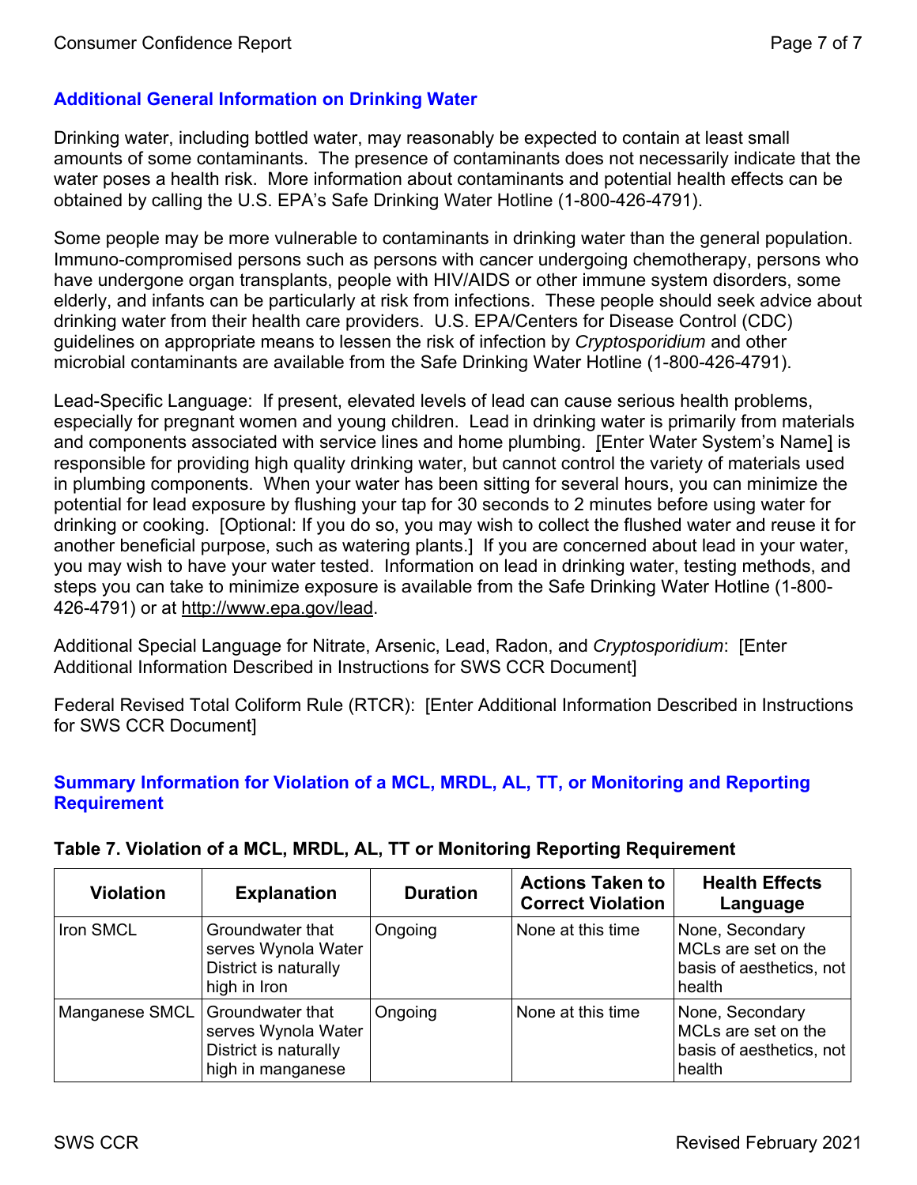## Additional General Information on Drinking Water

Drinking water, including bottled water, may reasonably be expected to contain at least small amounts of some contaminants. The presence of contaminants does not necessarily indicate that the water poses a health risk. More information about contaminants and potential health effects can be obtained by calling the U.S. EPA's Safe Drinking Water Hotline (1-800-426-4791).

Some people may be more vulnerable to contaminants in drinking water than the general population. Immuno-compromised persons such as persons with cancer undergoing chemotherapy, persons who have undergone organ transplants, people with HIV/AIDS or other immune system disorders, some elderly, and infants can be particularly at risk from infections. These people should seek advice about drinking water from their health care providers. U.S. EPA/Centers for Disease Control (CDC) guidelines on appropriate means to lessen the risk of infection by *Cryptosporidium* and other microbial contaminants are available from the Safe Drinking Water Hotline (1-800-426-4791).

Lead-Specific Language: If present, elevated levels of lead can cause serious health problems, especially for pregnant women and young children. Lead in drinking water is primarily from materials and components associated with service lines and home plumbing. [Enter Water System's Name] is responsible for providing high quality drinking water, but cannot control the variety of materials used in plumbing components. When your water has been sitting for several hours, you can minimize the potential for lead exposure by flushing your tap for 30 seconds to 2 minutes before using water for drinking or cooking. [Optional: If you do so, you may wish to collect the flushed water and reuse it for another beneficial purpose, such as watering plants.] If you are concerned about lead in your water, you may wish to have your water tested. Information on lead in drinking water, testing methods, and steps you can take to minimize exposure is available from the Safe Drinking Water Hotline (1-800-426-4791) or at http://www.epa.gov/lead.

Additional Special Language for Nitrate, Arsenic, Lead, Radon, and *Cryptosporidium*: [Enter Additional Information Described in Instructions for SWS CCR Document]

Federal Revised Total Coliform Rule (RTCR): [Enter Additional Information Described in Instructions for SWS CCR Document]

## Summary Information for Violation of a MCL, MRDL, AL, TT, or Monitoring and Reporting Requirement

**Table 7. Violation of a MCL, MRDL, AL, TT or Monitoring Reporting Requirement**

| Violation | Explanation | Duration | Actions Taken to Correct Violation | Health Effects Language |
|---|---|---|---|---|
| Iron SMCL | Groundwater that serves Wynola Water District is naturally high in Iron | Ongoing | None at this time | None, Secondary MCLs are set on the basis of aesthetics, not health |
| Manganese SMCL | Groundwater that serves Wynola Water District is naturally high in manganese | Ongoing | None at this time | None, Secondary MCLs are set on the basis of aesthetics, not health |